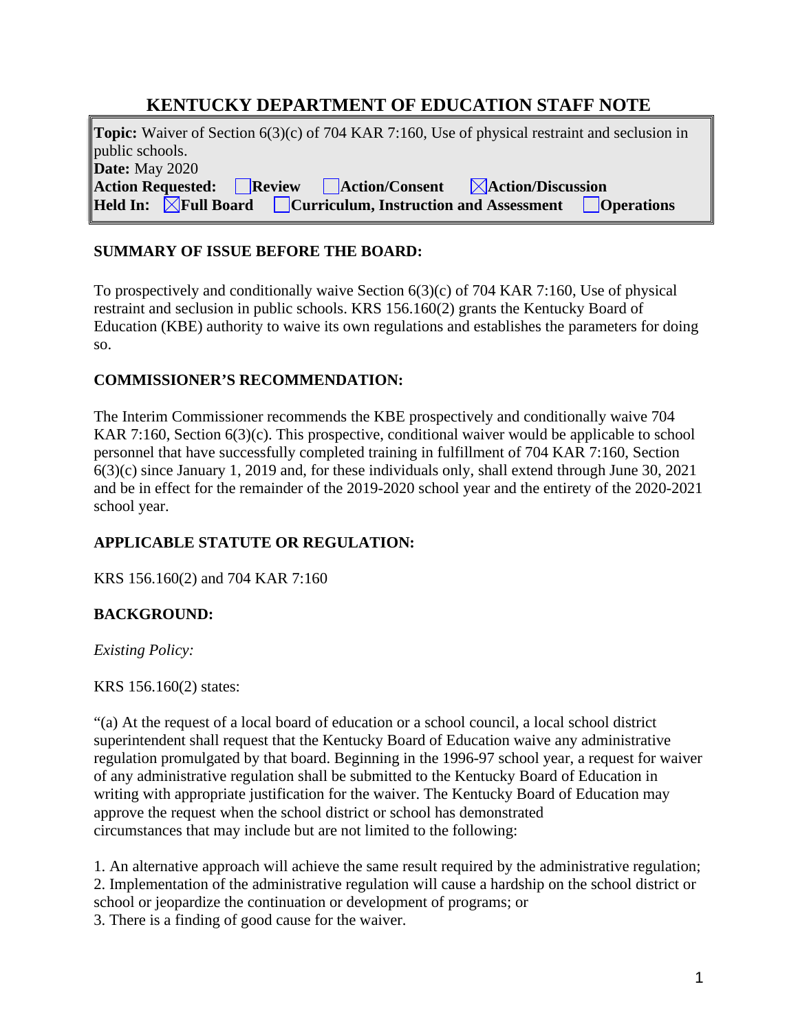# KENTUCKY DEPARTMENT OF EDUCATION STAFF NOTE

**Topic:** Waiver of Section 6(3)(c) of 704 KAR 7:160, Use of physical restraint and seclusion in public schools.
**Date:** May 2020
**Action Requested:** ☐ **Review** ☐ **Action/Consent** ☒ **Action/Discussion**
**Held In:** ☒ **Full Board** ☐ **Curriculum, Instruction and Assessment** ☐ **Operations**

## SUMMARY OF ISSUE BEFORE THE BOARD:

To prospectively and conditionally waive Section 6(3)(c) of 704 KAR 7:160, Use of physical restraint and seclusion in public schools. KRS 156.160(2) grants the Kentucky Board of Education (KBE) authority to waive its own regulations and establishes the parameters for doing so.

## COMMISSIONER'S RECOMMENDATION:

The Interim Commissioner recommends the KBE prospectively and conditionally waive 704 KAR 7:160, Section 6(3)(c). This prospective, conditional waiver would be applicable to school personnel that have successfully completed training in fulfillment of 704 KAR 7:160, Section 6(3)(c) since January 1, 2019 and, for these individuals only, shall extend through June 30, 2021 and be in effect for the remainder of the 2019-2020 school year and the entirety of the 2020-2021 school year.

## APPLICABLE STATUTE OR REGULATION:

KRS 156.160(2) and 704 KAR 7:160

## BACKGROUND:

*Existing Policy:*

KRS 156.160(2) states:

"(a) At the request of a local board of education or a school council, a local school district superintendent shall request that the Kentucky Board of Education waive any administrative regulation promulgated by that board. Beginning in the 1996-97 school year, a request for waiver of any administrative regulation shall be submitted to the Kentucky Board of Education in writing with appropriate justification for the waiver. The Kentucky Board of Education may approve the request when the school district or school has demonstrated circumstances that may include but are not limited to the following:

1. An alternative approach will achieve the same result required by the administrative regulation;
2. Implementation of the administrative regulation will cause a hardship on the school district or school or jeopardize the continuation or development of programs; or
3. There is a finding of good cause for the waiver.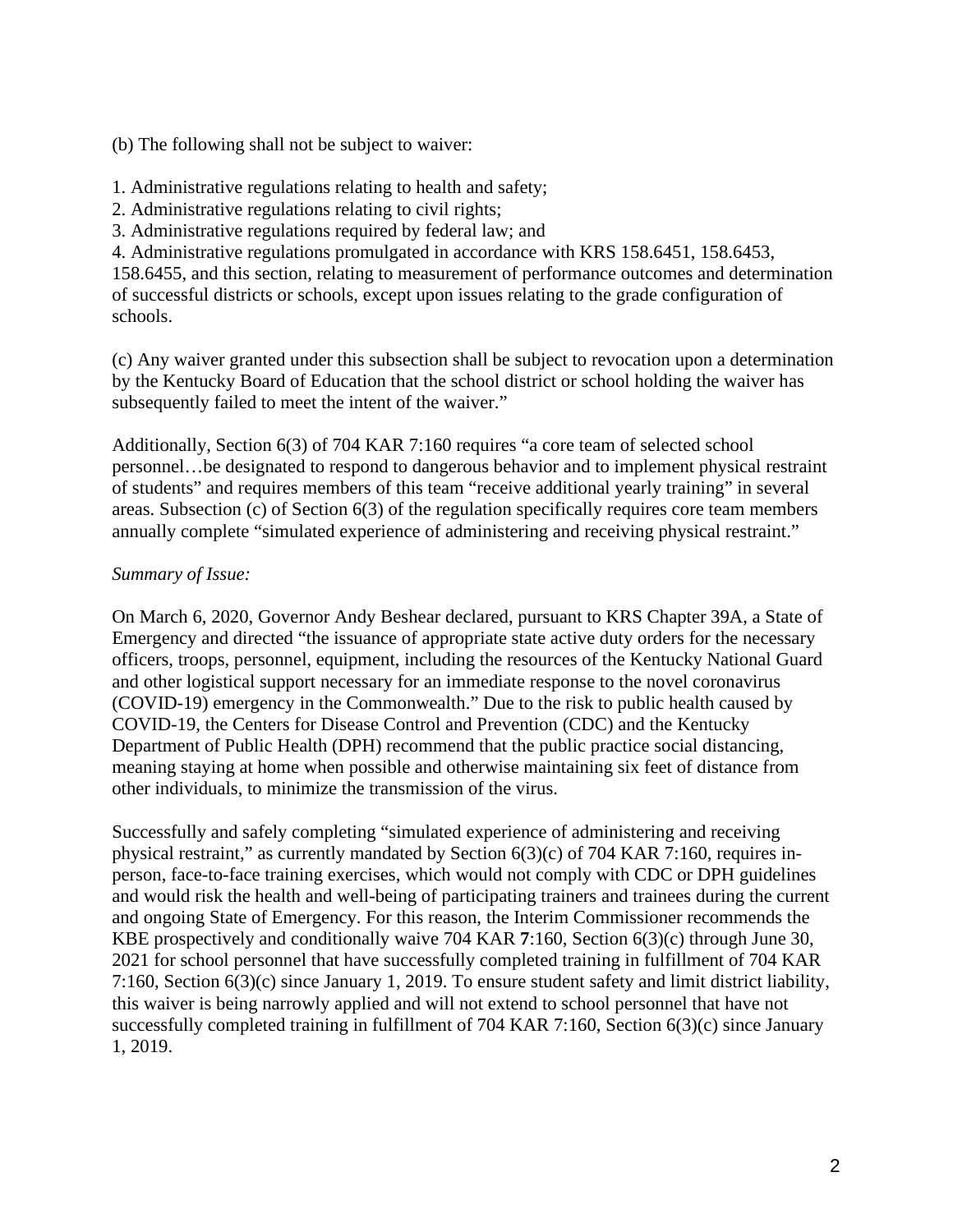(b) The following shall not be subject to waiver:

1. Administrative regulations relating to health and safety;
2. Administrative regulations relating to civil rights;
3. Administrative regulations required by federal law; and
4. Administrative regulations promulgated in accordance with KRS 158.6451, 158.6453, 158.6455, and this section, relating to measurement of performance outcomes and determination of successful districts or schools, except upon issues relating to the grade configuration of schools.

(c) Any waiver granted under this subsection shall be subject to revocation upon a determination by the Kentucky Board of Education that the school district or school holding the waiver has subsequently failed to meet the intent of the waiver."

Additionally, Section 6(3) of 704 KAR 7:160 requires "a core team of selected school personnel…be designated to respond to dangerous behavior and to implement physical restraint of students" and requires members of this team "receive additional yearly training" in several areas. Subsection (c) of Section 6(3) of the regulation specifically requires core team members annually complete "simulated experience of administering and receiving physical restraint."

*Summary of Issue:*

On March 6, 2020, Governor Andy Beshear declared, pursuant to KRS Chapter 39A, a State of Emergency and directed "the issuance of appropriate state active duty orders for the necessary officers, troops, personnel, equipment, including the resources of the Kentucky National Guard and other logistical support necessary for an immediate response to the novel coronavirus (COVID-19) emergency in the Commonwealth." Due to the risk to public health caused by COVID-19, the Centers for Disease Control and Prevention (CDC) and the Kentucky Department of Public Health (DPH) recommend that the public practice social distancing, meaning staying at home when possible and otherwise maintaining six feet of distance from other individuals, to minimize the transmission of the virus.

Successfully and safely completing "simulated experience of administering and receiving physical restraint," as currently mandated by Section 6(3)(c) of 704 KAR 7:160, requires in-person, face-to-face training exercises, which would not comply with CDC or DPH guidelines and would risk the health and well-being of participating trainers and trainees during the current and ongoing State of Emergency. For this reason, the Interim Commissioner recommends the KBE prospectively and conditionally waive 704 KAR **7**:160, Section 6(3)(c) through June 30, 2021 for school personnel that have successfully completed training in fulfillment of 704 KAR 7:160, Section 6(3)(c) since January 1, 2019. To ensure student safety and limit district liability, this waiver is being narrowly applied and will not extend to school personnel that have not successfully completed training in fulfillment of 704 KAR 7:160, Section 6(3)(c) since January 1, 2019.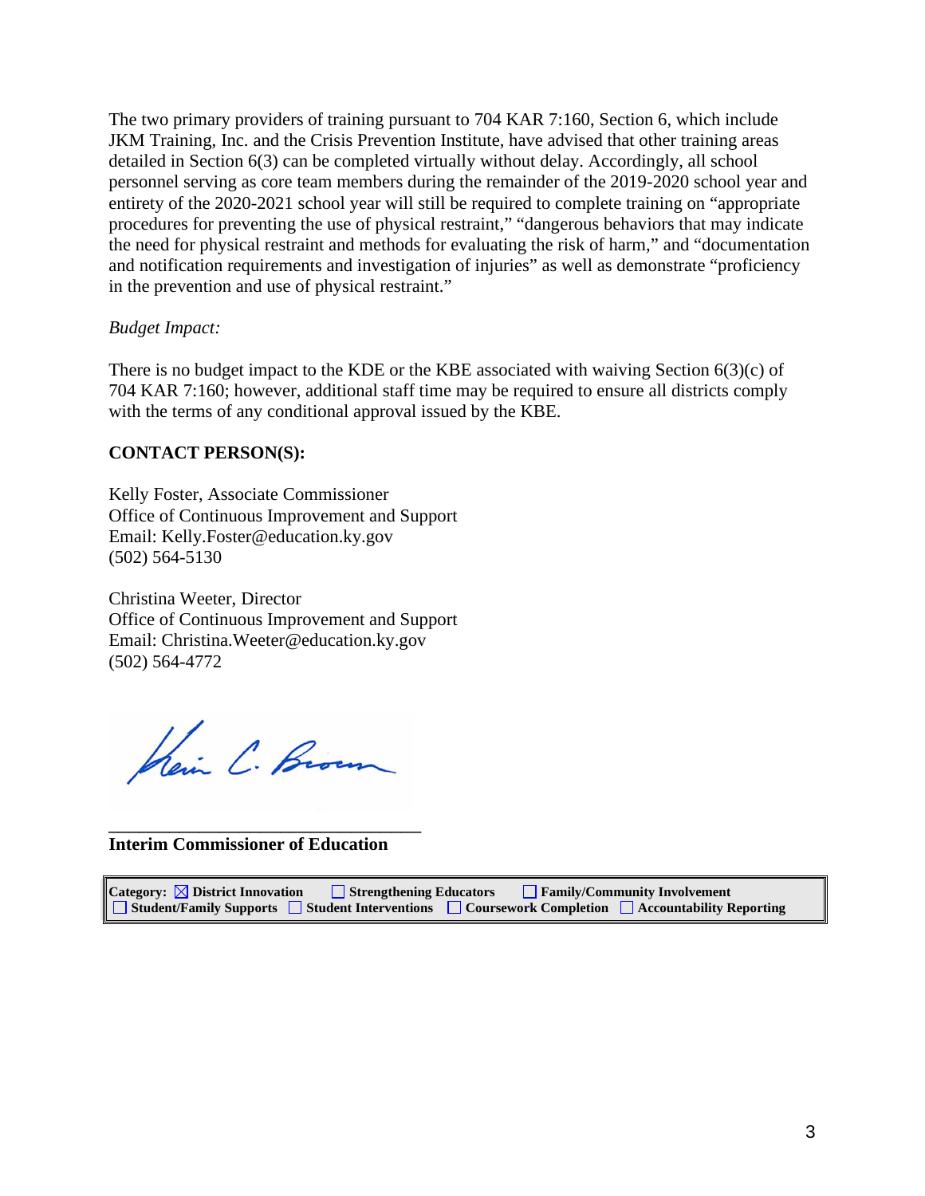The two primary providers of training pursuant to 704 KAR 7:160, Section 6, which include JKM Training, Inc. and the Crisis Prevention Institute, have advised that other training areas detailed in Section 6(3) can be completed virtually without delay. Accordingly, all school personnel serving as core team members during the remainder of the 2019-2020 school year and entirety of the 2020-2021 school year will still be required to complete training on "appropriate procedures for preventing the use of physical restraint," "dangerous behaviors that may indicate the need for physical restraint and methods for evaluating the risk of harm," and "documentation and notification requirements and investigation of injuries" as well as demonstrate "proficiency in the prevention and use of physical restraint."

*Budget Impact:*

There is no budget impact to the KDE or the KBE associated with waiving Section 6(3)(c) of 704 KAR 7:160; however, additional staff time may be required to ensure all districts comply with the terms of any conditional approval issued by the KBE.

**CONTACT PERSON(S):**

Kelly Foster, Associate Commissioner
Office of Continuous Improvement and Support
Email: Kelly.Foster@education.ky.gov
(502) 564-5130

Christina Weeter, Director
Office of Continuous Improvement and Support
Email: Christina.Weeter@education.ky.gov
(502) 564-4772

Kevin C. Brown

___________________________________
**Interim Commissioner of Education**

**Category:** ☒ **District Innovation** ☐ **Strengthening Educators** ☐ **Family/Community Involvement**
☐ **Student/Family Supports** ☐ **Student Interventions** ☐ **Coursework Completion** ☐ **Accountability Reporting**